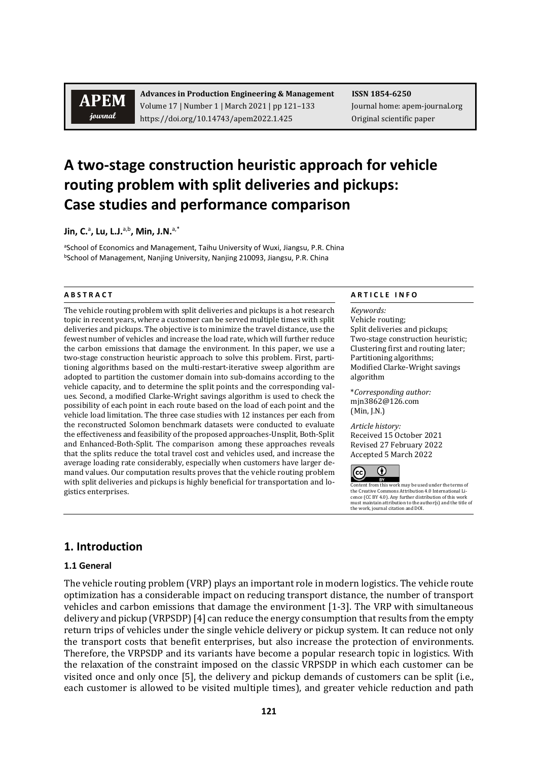# A two-stage construction heuristic approach for vehicle routing problem with split deliveries and pickups: Case studies and performance comparison

**Jin, C.**[a]**, Lu, L.J.**[a,b]**, Min, J.N.**[a,*]

[a]School of Economics and Management, Taihu University of Wuxi, Jiangsu, P.R. China
[b]School of Management, Nanjing University, Nanjing 210093, Jiangsu, P.R. China

**ABSTRACT**

The vehicle routing problem with split deliveries and pickups is a hot research topic in recent years, where a customer can be served multiple times with split deliveries and pickups. The objective is to minimize the travel distance, use the fewest number of vehicles and increase the load rate, which will further reduce the carbon emissions that damage the environment. In this paper, we use a two-stage construction heuristic approach to solve this problem. First, partitioning algorithms based on the multi-restart-iterative sweep algorithm are adopted to partition the customer domain into sub-domains according to the vehicle capacity, and to determine the split points and the corresponding values. Second, a modified Clarke-Wright savings algorithm is used to check the possibility of each point in each route based on the load of each point and the vehicle load limitation. The three case studies with 12 instances per each from the reconstructed Solomon benchmark datasets were conducted to evaluate the effectiveness and feasibility of the proposed approaches-Unsplit, Both-Split and Enhanced-Both-Split. The comparison among these approaches reveals that the splits reduce the total travel cost and vehicles used, and increase the average loading rate considerably, especially when customers have larger demand values. Our computation results proves that the vehicle routing problem with split deliveries and pickups is highly beneficial for transportation and logistics enterprises.

**ARTICLE INFO**

*Keywords:*
Vehicle routing;
Split deliveries and pickups;
Two-stage construction heuristic;
Clustering first and routing later;
Partitioning algorithms;
Modified Clarke-Wright savings algorithm

\**Corresponding author:*
mjn3862@126.com
(Min, J.N.)

*Article history:*
Received 15 October 2021
Revised 27 February 2022
Accepted 5 March 2022

Content from this work may be used under the terms of the Creative Commons Attribution 4.0 International Licence (CC BY 4.0). Any further distribution of this work must maintain attribution to the author(s) and the title of the work, journal citation and DOI.

## 1. Introduction

### 1.1 General

The vehicle routing problem (VRP) plays an important role in modern logistics. The vehicle route optimization has a considerable impact on reducing transport distance, the number of transport vehicles and carbon emissions that damage the environment [1-3]. The VRP with simultaneous delivery and pickup (VRPSDP) [4] can reduce the energy consumption that results from the empty return trips of vehicles under the single vehicle delivery or pickup system. It can reduce not only the transport costs that benefit enterprises, but also increase the protection of environments. Therefore, the VRPSDP and its variants have become a popular research topic in logistics. With the relaxation of the constraint imposed on the classic VRPSDP in which each customer can be visited once and only once [5], the delivery and pickup demands of customers can be split (i.e., each customer is allowed to be visited multiple times), and greater vehicle reduction and path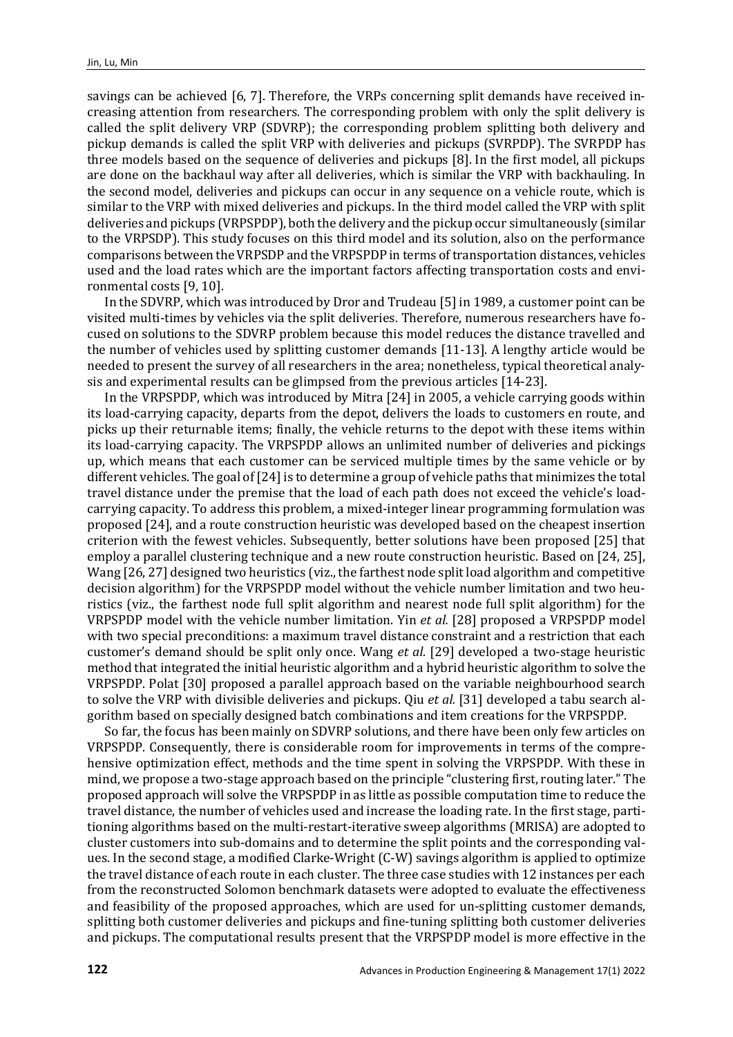savings can be achieved [6, 7]. Therefore, the VRPs concerning split demands have received increasing attention from researchers. The corresponding problem with only the split delivery is called the split delivery VRP (SDVRP); the corresponding problem splitting both delivery and pickup demands is called the split VRP with deliveries and pickups (SVRPDP). The SVRPDP has three models based on the sequence of deliveries and pickups [8]. In the first model, all pickups are done on the backhaul way after all deliveries, which is similar the VRP with backhauling. In the second model, deliveries and pickups can occur in any sequence on a vehicle route, which is similar to the VRP with mixed deliveries and pickups. In the third model called the VRP with split deliveries and pickups (VRPSPDP), both the delivery and the pickup occur simultaneously (similar to the VRPSDP). This study focuses on this third model and its solution, also on the performance comparisons between the VRPSDP and the VRPSPDP in terms of transportation distances, vehicles used and the load rates which are the important factors affecting transportation costs and environmental costs [9, 10].

In the SDVRP, which was introduced by Dror and Trudeau [5] in 1989, a customer point can be visited multi-times by vehicles via the split deliveries. Therefore, numerous researchers have focused on solutions to the SDVRP problem because this model reduces the distance travelled and the number of vehicles used by splitting customer demands [11-13]. A lengthy article would be needed to present the survey of all researchers in the area; nonetheless, typical theoretical analysis and experimental results can be glimpsed from the previous articles [14-23].

In the VRPSPDP, which was introduced by Mitra [24] in 2005, a vehicle carrying goods within its load-carrying capacity, departs from the depot, delivers the loads to customers en route, and picks up their returnable items; finally, the vehicle returns to the depot with these items within its load-carrying capacity. The VRPSPDP allows an unlimited number of deliveries and pickings up, which means that each customer can be serviced multiple times by the same vehicle or by different vehicles. The goal of [24] is to determine a group of vehicle paths that minimizes the total travel distance under the premise that the load of each path does not exceed the vehicle's load-carrying capacity. To address this problem, a mixed-integer linear programming formulation was proposed [24], and a route construction heuristic was developed based on the cheapest insertion criterion with the fewest vehicles. Subsequently, better solutions have been proposed [25] that employ a parallel clustering technique and a new route construction heuristic. Based on [24, 25], Wang [26, 27] designed two heuristics (viz., the farthest node split load algorithm and competitive decision algorithm) for the VRPSPDP model without the vehicle number limitation and two heuristics (viz., the farthest node full split algorithm and nearest node full split algorithm) for the VRPSPDP model with the vehicle number limitation. Yin *et al.* [28] proposed a VRPSPDP model with two special preconditions: a maximum travel distance constraint and a restriction that each customer's demand should be split only once. Wang *et al.* [29] developed a two-stage heuristic method that integrated the initial heuristic algorithm and a hybrid heuristic algorithm to solve the VRPSPDP. Polat [30] proposed a parallel approach based on the variable neighbourhood search to solve the VRP with divisible deliveries and pickups. Qiu *et al.* [31] developed a tabu search algorithm based on specially designed batch combinations and item creations for the VRPSPDP.

So far, the focus has been mainly on SDVRP solutions, and there have been only few articles on VRPSPDP. Consequently, there is considerable room for improvements in terms of the comprehensive optimization effect, methods and the time spent in solving the VRPSPDP. With these in mind, we propose a two-stage approach based on the principle "clustering first, routing later." The proposed approach will solve the VRPSPDP in as little as possible computation time to reduce the travel distance, the number of vehicles used and increase the loading rate. In the first stage, partitioning algorithms based on the multi-restart-iterative sweep algorithms (MRISA) are adopted to cluster customers into sub-domains and to determine the split points and the corresponding values. In the second stage, a modified Clarke-Wright (C-W) savings algorithm is applied to optimize the travel distance of each route in each cluster. The three case studies with 12 instances per each from the reconstructed Solomon benchmark datasets were adopted to evaluate the effectiveness and feasibility of the proposed approaches, which are used for un-splitting customer demands, splitting both customer deliveries and pickups and fine-tuning splitting both customer deliveries and pickups. The computational results present that the VRPSPDP model is more effective in the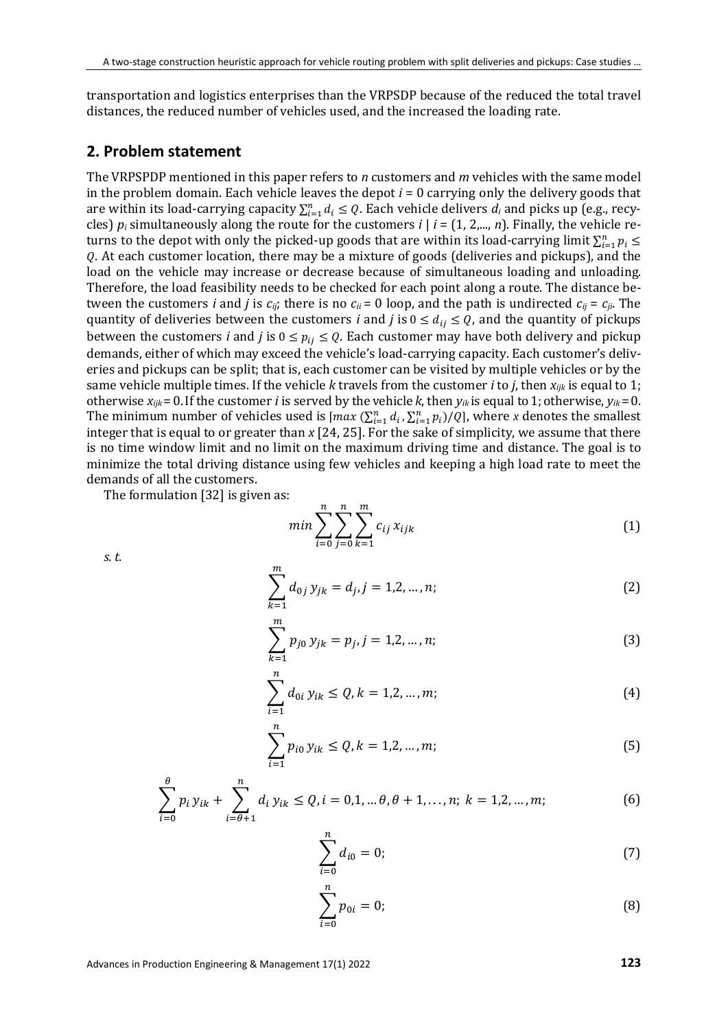transportation and logistics enterprises than the VRPSDP because of the reduced the total travel distances, the reduced number of vehicles used, and the increased the loading rate.

## 2. Problem statement

The VRPSPDP mentioned in this paper refers to $n$ customers and $m$ vehicles with the same model in the problem domain. Each vehicle leaves the depot $i = 0$ carrying only the delivery goods that are within its load-carrying capacity $\sum_{i=1}^{n} d_i \leq Q$. Each vehicle delivers $d_i$ and picks up (e.g., recycles) $p_i$ simultaneously along the route for the customers $i \mid i = (1, 2, ..., n)$. Finally, the vehicle returns to the depot with only the picked-up goods that are within its load-carrying limit $\sum_{i=1}^{n} p_i \leq Q$. At each customer location, there may be a mixture of goods (deliveries and pickups), and the load on the vehicle may increase or decrease because of simultaneous loading and unloading. Therefore, the load feasibility needs to be checked for each point along a route. The distance between the customers $i$ and $j$ is $c_{ij}$; there is no $c_{ii} = 0$ loop, and the path is undirected $c_{ij} = c_{ji}$. The quantity of deliveries between the customers $i$ and $j$ is $0 \leq d_{ij} \leq Q$, and the quantity of pickups between the customers $i$ and $j$ is $0 \leq p_{ij} \leq Q$. Each customer may have both delivery and pickup demands, either of which may exceed the vehicle's load-carrying capacity. Each customer's deliveries and pickups can be split; that is, each customer can be visited by multiple vehicles or by the same vehicle multiple times. If the vehicle $k$ travels from the customer $i$ to $j$, then $x_{ijk}$ is equal to 1; otherwise $x_{ijk} = 0$. If the customer $i$ is served by the vehicle $k$, then $y_{ik}$ is equal to 1; otherwise, $y_{ik} = 0$. The minimum number of vehicles used is $\lceil max\ (\sum_{i=1}^{n} d_i, \sum_{i=1}^{n} p_i)/Q \rceil$, where $x$ denotes the smallest integer that is equal to or greater than $x$ [24, 25]. For the sake of simplicity, we assume that there is no time window limit and no limit on the maximum driving time and distance. The goal is to minimize the total driving distance using few vehicles and keeping a high load rate to meet the demands of all the customers.

The formulation [32] is given as:

$$min \sum_{i=0}^{n} \sum_{j=0}^{n} \sum_{k=1}^{m} c_{ij}\, x_{ijk} \tag{1}$$

*s. t.*

$$\sum_{k=1}^{m} d_{0j}\, y_{jk} = d_j, j = 1,2, \dots, n; \tag{2}$$

$$\sum_{k=1}^{m} p_{j0}\, y_{jk} = p_j, j = 1,2, \dots, n; \tag{3}$$

$$\sum_{i=1}^{n} d_{0i}\, y_{ik} \leq Q, k = 1,2, \dots, m; \tag{4}$$

$$\sum_{i=1}^{n} p_{i0}\, y_{ik} \leq Q, k = 1,2, \dots, m; \tag{5}$$

$$\sum_{i=0}^{\theta} p_i\, y_{ik} + \sum_{i=\theta+1}^{n} d_i\, y_{ik} \leq Q, i = 0,1, \dots \theta, \theta + 1, \dots, n;\ k = 1,2, \dots, m; \tag{6}$$

$$\sum_{i=0}^{n} d_{i0} = 0; \tag{7}$$

$$\sum_{i=0}^{n} p_{0i} = 0; \tag{8}$$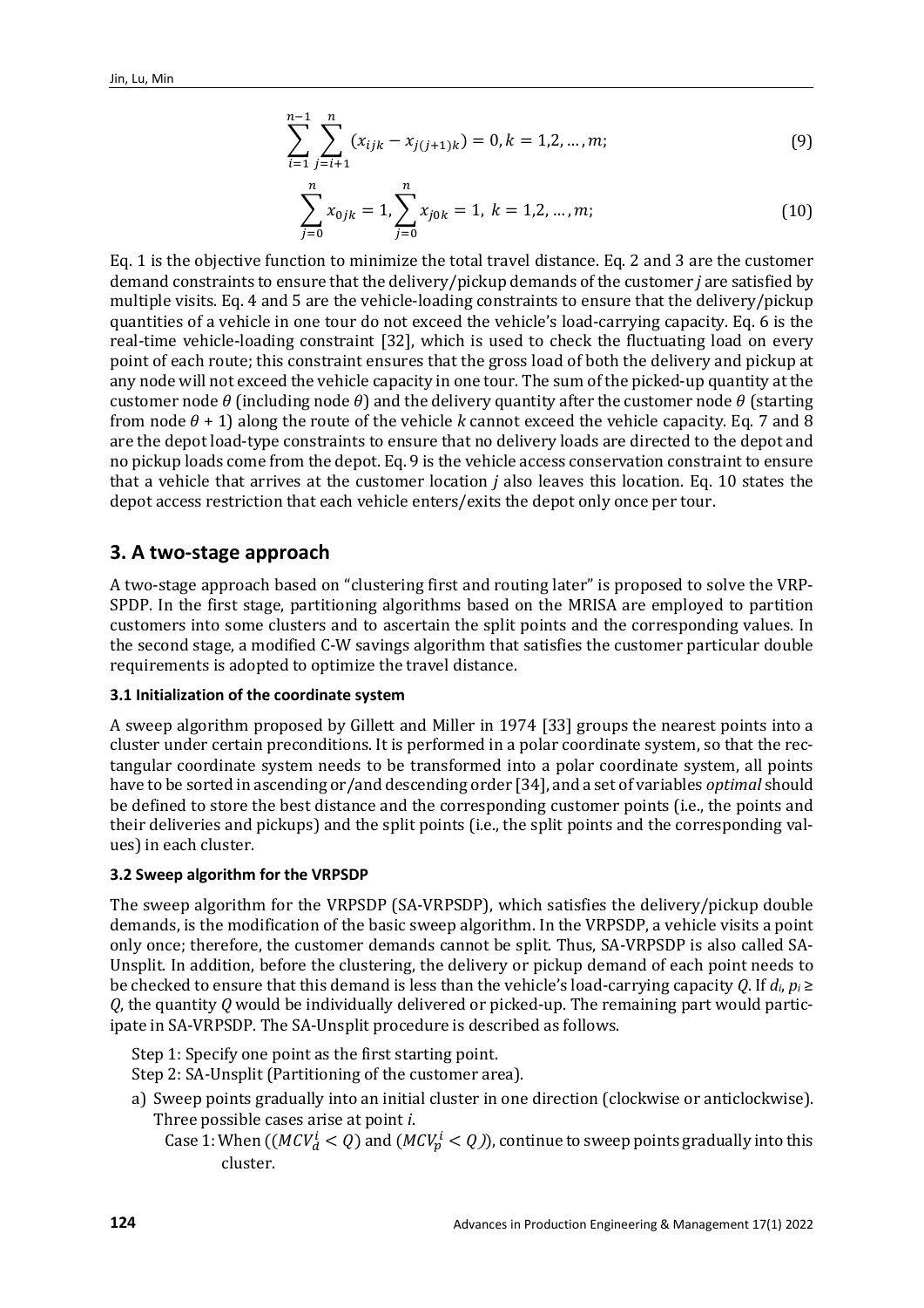$$\sum_{i=1}^{n-1}\sum_{j=i+1}^{n}(x_{ijk} - x_{j(j+1)k}) = 0, k = 1,2,\dots,m; \tag{9}$$

$$\sum_{j=0}^{n} x_{0jk} = 1, \sum_{j=0}^{n} x_{j0k} = 1, \; k = 1,2,\dots,m; \tag{10}$$

Eq. 1 is the objective function to minimize the total travel distance. Eq. 2 and 3 are the customer demand constraints to ensure that the delivery/pickup demands of the customer *j* are satisfied by multiple visits. Eq. 4 and 5 are the vehicle-loading constraints to ensure that the delivery/pickup quantities of a vehicle in one tour do not exceed the vehicle's load-carrying capacity. Eq. 6 is the real-time vehicle-loading constraint [32], which is used to check the fluctuating load on every point of each route; this constraint ensures that the gross load of both the delivery and pickup at any node will not exceed the vehicle capacity in one tour. The sum of the picked-up quantity at the customer node $\theta$ (including node $\theta$) and the delivery quantity after the customer node $\theta$ (starting from node $\theta + 1$) along the route of the vehicle *k* cannot exceed the vehicle capacity. Eq. 7 and 8 are the depot load-type constraints to ensure that no delivery loads are directed to the depot and no pickup loads come from the depot. Eq. 9 is the vehicle access conservation constraint to ensure that a vehicle that arrives at the customer location *j* also leaves this location. Eq. 10 states the depot access restriction that each vehicle enters/exits the depot only once per tour.

## 3. A two-stage approach

A two-stage approach based on "clustering first and routing later" is proposed to solve the VRP-SPDP. In the first stage, partitioning algorithms based on the MRISA are employed to partition customers into some clusters and to ascertain the split points and the corresponding values. In the second stage, a modified C-W savings algorithm that satisfies the customer particular double requirements is adopted to optimize the travel distance.

### 3.1 Initialization of the coordinate system

A sweep algorithm proposed by Gillett and Miller in 1974 [33] groups the nearest points into a cluster under certain preconditions. It is performed in a polar coordinate system, so that the rectangular coordinate system needs to be transformed into a polar coordinate system, all points have to be sorted in ascending or/and descending order [34], and a set of variables *optimal* should be defined to store the best distance and the corresponding customer points (i.e., the points and their deliveries and pickups) and the split points (i.e., the split points and the corresponding values) in each cluster.

### 3.2 Sweep algorithm for the VRPSDP

The sweep algorithm for the VRPSDP (SA-VRPSDP), which satisfies the delivery/pickup double demands, is the modification of the basic sweep algorithm. In the VRPSDP, a vehicle visits a point only once; therefore, the customer demands cannot be split. Thus, SA-VRPSDP is also called SA-Unsplit. In addition, before the clustering, the delivery or pickup demand of each point needs to be checked to ensure that this demand is less than the vehicle's load-carrying capacity *Q*. If $d_i$, $p_i \geq Q$, the quantity *Q* would be individually delivered or picked-up. The remaining part would participate in SA-VRPSDP. The SA-Unsplit procedure is described as follows.

Step 1: Specify one point as the first starting point.

Step 2: SA-Unsplit (Partitioning of the customer area).

a) Sweep points gradually into an initial cluster in one direction (clockwise or anticlockwise). Three possible cases arise at point *i*.

   Case 1: When (($MCV_d^i < Q$) and ($MCV_p^i < Q$)), continue to sweep points gradually into this cluster.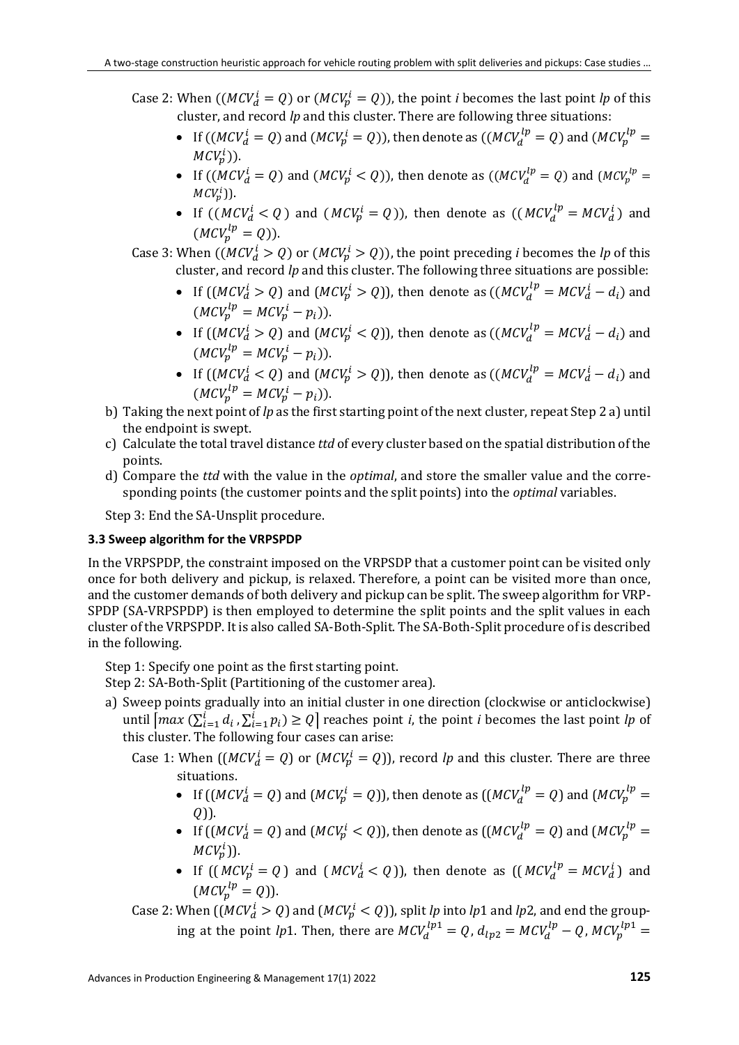Case 2: When (($MCV_d^i = Q$) or ($MCV_p^i = Q$)), the point *i* becomes the last point *lp* of this cluster, and record *lp* and this cluster. There are following three situations:

- If (($MCV_d^i = Q$) and ($MCV_p^i = Q$)), then denote as (($MCV_d^{lp} = Q$) and ($MCV_p^{lp} = MCV_p^i$)).
- If (($MCV_d^i = Q$) and ($MCV_p^i < Q$)), then denote as (($MCV_d^{lp} = Q$) and ($MCV_p^{lp} = MCV_p^i$)).
- If (($MCV_d^i < Q$) and ($MCV_p^i = Q$)), then denote as (($MCV_d^{lp} = MCV_d^i$) and ($MCV_p^{lp} = Q$)).

Case 3: When (($MCV_d^i > Q$) or ($MCV_p^i > Q$)), the point preceding *i* becomes the *lp* of this cluster, and record *lp* and this cluster. The following three situations are possible:

- If (($MCV_d^i > Q$) and ($MCV_p^i > Q$)), then denote as (($MCV_d^{lp} = MCV_d^i - d_i$) and ($MCV_p^{lp} = MCV_p^i - p_i$)).
- If (($MCV_d^i > Q$) and ($MCV_p^i < Q$)), then denote as (($MCV_d^{lp} = MCV_d^i - d_i$) and ($MCV_p^{lp} = MCV_p^i - p_i$)).
- If (($MCV_d^i < Q$) and ($MCV_p^i > Q$)), then denote as (($MCV_d^{lp} = MCV_d^i - d_i$) and ($MCV_p^{lp} = MCV_p^i - p_i$)).

b) Taking the next point of *lp* as the first starting point of the next cluster, repeat Step 2 a) until the endpoint is swept.

c) Calculate the total travel distance *ttd* of every cluster based on the spatial distribution of the points.

d) Compare the *ttd* with the value in the *optimal*, and store the smaller value and the corresponding points (the customer points and the split points) into the *optimal* variables.

Step 3: End the SA-Unsplit procedure.

### 3.3 Sweep algorithm for the VRPSPDP

In the VRPSPDP, the constraint imposed on the VRPSDP that a customer point can be visited only once for both delivery and pickup, is relaxed. Therefore, a point can be visited more than once, and the customer demands of both delivery and pickup can be split. The sweep algorithm for VRPSPDP (SA-VRPSPDP) is then employed to determine the split points and the split values in each cluster of the VRPSPDP. It is also called SA-Both-Split. The SA-Both-Split procedure of is described in the following.

Step 1: Specify one point as the first starting point.

Step 2: SA-Both-Split (Partitioning of the customer area).

a) Sweep points gradually into an initial cluster in one direction (clockwise or anticlockwise) until $\left[max\left(\sum_{i=1}^{i} d_i, \sum_{i=1}^{i} p_i\right) \geq Q\right]$ reaches point *i*, the point *i* becomes the last point *lp* of this cluster. The following four cases can arise:

Case 1: When (($MCV_d^i = Q$) or ($MCV_p^i = Q$)), record *lp* and this cluster. There are three situations.

- If (($MCV_d^i = Q$) and ($MCV_p^i = Q$)), then denote as (($MCV_d^{lp} = Q$) and ($MCV_p^{lp} = Q$)).
- If (($MCV_d^i = Q$) and ($MCV_p^i < Q$)), then denote as (($MCV_d^{lp} = Q$) and ($MCV_p^{lp} = MCV_p^i$)).
- If (($MCV_p^i = Q$) and ($MCV_d^i < Q$)), then denote as (($MCV_d^{lp} = MCV_d^i$) and ($MCV_p^{lp} = Q$)).

Case 2: When (($MCV_d^i > Q$) and ($MCV_p^i < Q$)), split *lp* into *lp*1 and *lp*2, and end the grouping at the point *lp*1. Then, there are $MCV_d^{lp1} = Q$, $d_{lp2} = MCV_d^{lp} - Q$, $MCV_p^{lp1} =$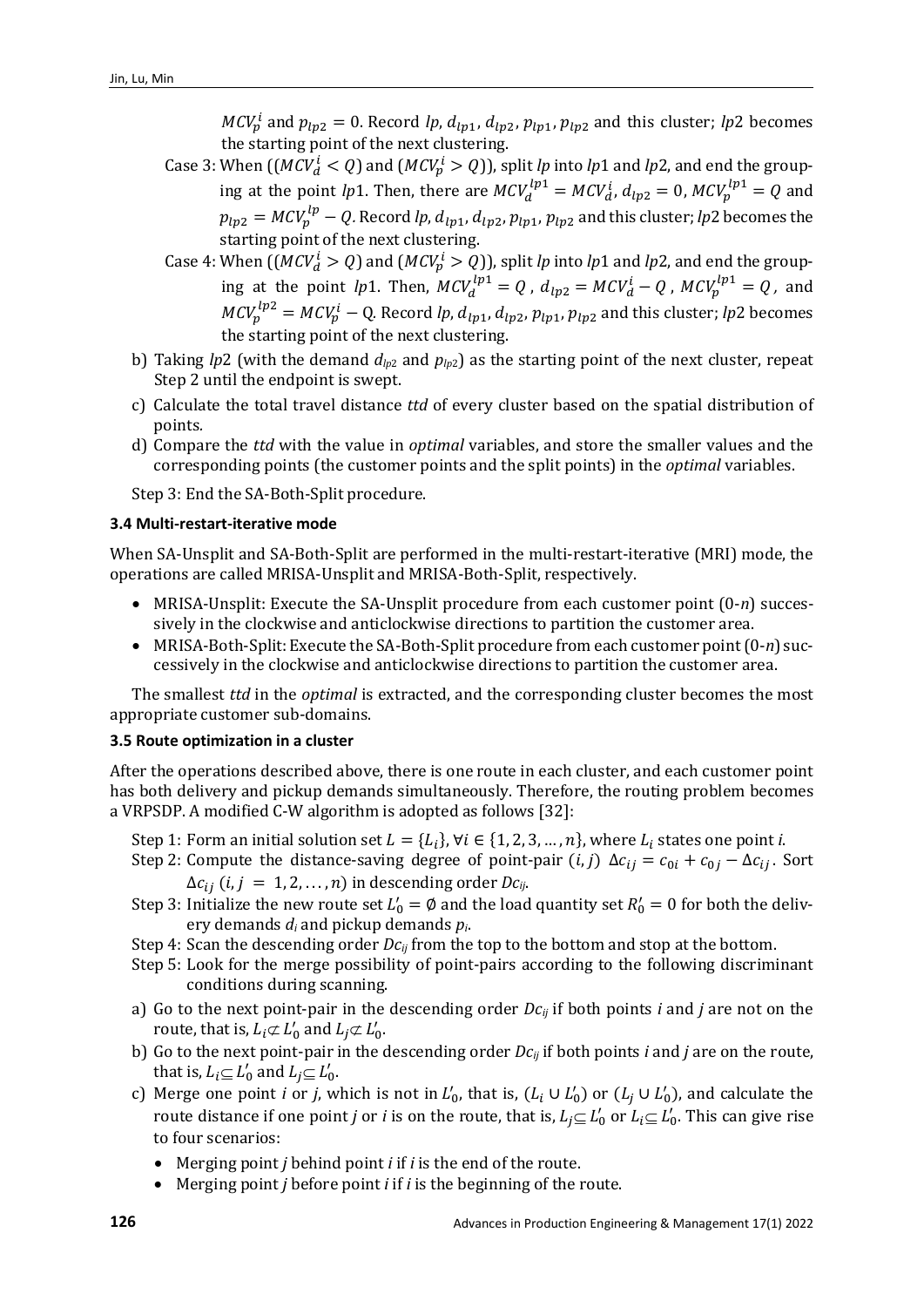$MCV_p^i$ and $p_{lp2} = 0$. Record $lp$, $d_{lp1}$, $d_{lp2}$, $p_{lp1}$, $p_{lp2}$ and this cluster; $lp2$ becomes the starting point of the next clustering.

Case 3: When $((MCV_d^i < Q)$ and $(MCV_p^i > Q))$, split $lp$ into $lp1$ and $lp2$, and end the grouping at the point $lp1$. Then, there are $MCV_d^{lp1} = MCV_d^i$, $d_{lp2} = 0$, $MCV_p^{lp1} = Q$ and $p_{lp2} = MCV_p^{lp} - Q$. Record $lp$, $d_{lp1}$, $d_{lp2}$, $p_{lp1}$, $p_{lp2}$ and this cluster; $lp2$ becomes the starting point of the next clustering.

Case 4: When $((MCV_d^i > Q)$ and $(MCV_p^i > Q))$, split $lp$ into $lp1$ and $lp2$, and end the grouping at the point $lp1$. Then, $MCV_d^{lp1} = Q$, $d_{lp2} = MCV_d^i - Q$, $MCV_p^{lp1} = Q$, and $MCV_p^{lp2} = MCV_p^i - Q$. Record $lp$, $d_{lp1}$, $d_{lp2}$, $p_{lp1}$, $p_{lp2}$ and this cluster; $lp2$ becomes the starting point of the next clustering.

b) Taking $lp2$ (with the demand $d_{lp2}$ and $p_{lp2}$) as the starting point of the next cluster, repeat Step 2 until the endpoint is swept.
c) Calculate the total travel distance *ttd* of every cluster based on the spatial distribution of points.
d) Compare the *ttd* with the value in *optimal* variables, and store the smaller values and the corresponding points (the customer points and the split points) in the *optimal* variables.

Step 3: End the SA-Both-Split procedure.

### 3.4 Multi-restart-iterative mode

When SA-Unsplit and SA-Both-Split are performed in the multi-restart-iterative (MRI) mode, the operations are called MRISA-Unsplit and MRISA-Both-Split, respectively.

- MRISA-Unsplit: Execute the SA-Unsplit procedure from each customer point (0-$n$) successively in the clockwise and anticlockwise directions to partition the customer area.
- MRISA-Both-Split: Execute the SA-Both-Split procedure from each customer point (0-$n$) successively in the clockwise and anticlockwise directions to partition the customer area.

The smallest *ttd* in the *optimal* is extracted, and the corresponding cluster becomes the most appropriate customer sub-domains.

### 3.5 Route optimization in a cluster

After the operations described above, there is one route in each cluster, and each customer point has both delivery and pickup demands simultaneously. Therefore, the routing problem becomes a VRPSDP. A modified C-W algorithm is adopted as follows [32]:

Step 1: Form an initial solution set $L = \{L_i\}, \forall i \in \{1, 2, 3, \dots, n\}$, where $L_i$ states one point $i$.

Step 2: Compute the distance-saving degree of point-pair $(i, j)$ $\Delta c_{ij} = c_{0i} + c_{0j} - \Delta c_{ij}$. Sort $\Delta c_{ij}$ $(i, j = 1, 2, \dots, n)$ in descending order $Dc_{ij}$.

Step 3: Initialize the new route set $L_0' = \emptyset$ and the load quantity set $R_0' = 0$ for both the delivery demands $d_i$ and pickup demands $p_i$.

Step 4: Scan the descending order $Dc_{ij}$ from the top to the bottom and stop at the bottom.

Step 5: Look for the merge possibility of point-pairs according to the following discriminant conditions during scanning.

a) Go to the next point-pair in the descending order $Dc_{ij}$ if both points $i$ and $j$ are not on the route, that is, $L_i \not\subset L_0'$ and $L_j \not\subset L_0'$.
b) Go to the next point-pair in the descending order $Dc_{ij}$ if both points $i$ and $j$ are on the route, that is, $L_i \subseteq L_0'$ and $L_j \subseteq L_0'$.
c) Merge one point $i$ or $j$, which is not in $L_0'$, that is, $(L_i \cup L_0')$ or $(L_j \cup L_0')$, and calculate the route distance if one point $j$ or $i$ is on the route, that is, $L_j \subseteq L_0'$ or $L_i \subseteq L_0'$. This can give rise to four scenarios:
   - Merging point $j$ behind point $i$ if $i$ is the end of the route.
   - Merging point $j$ before point $i$ if $i$ is the beginning of the route.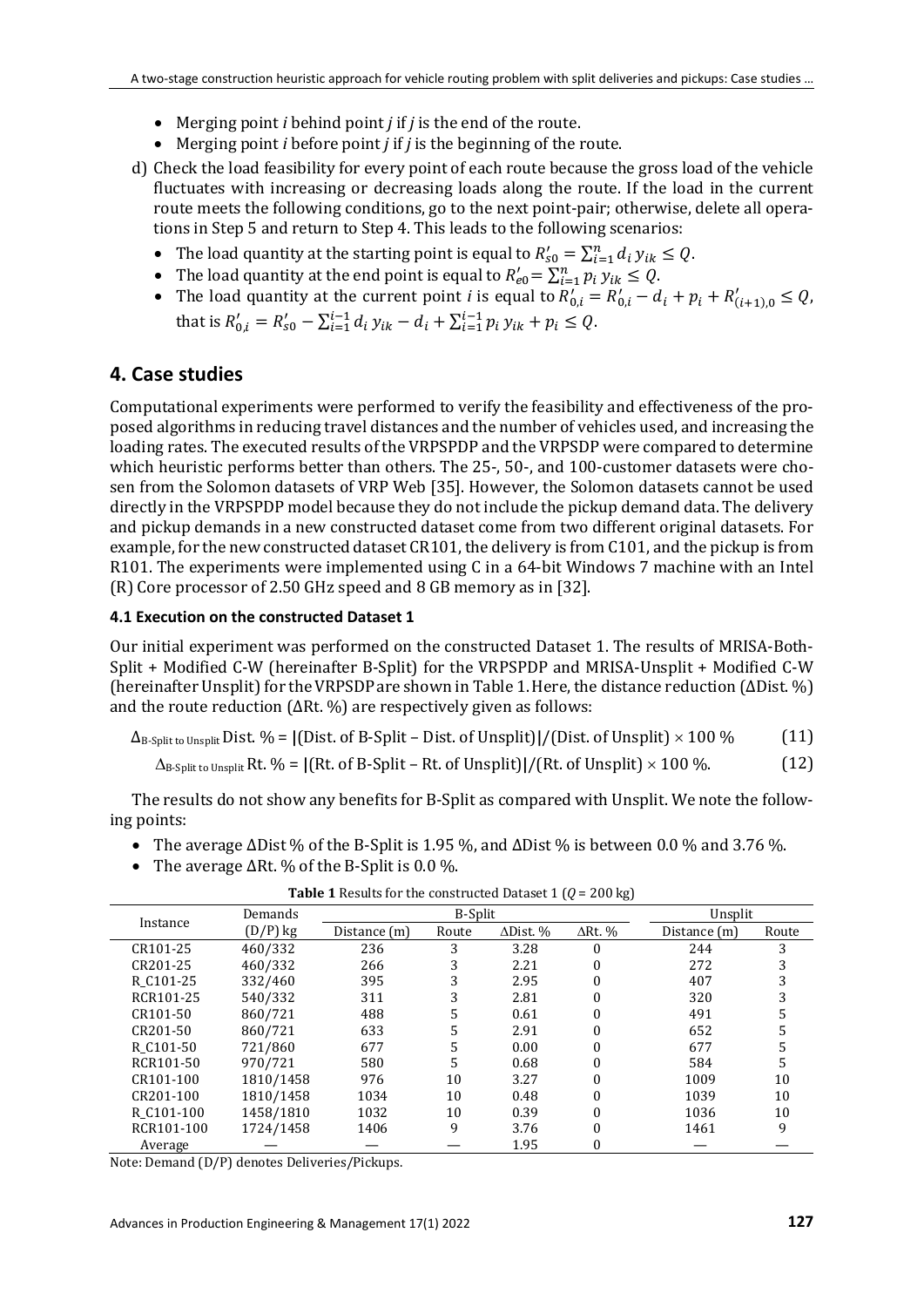- Merging point $i$ behind point $j$ if $j$ is the end of the route.
- Merging point $i$ before point $j$ if $j$ is the beginning of the route.

d) Check the load feasibility for every point of each route because the gross load of the vehicle fluctuates with increasing or decreasing loads along the route. If the load in the current route meets the following conditions, go to the next point-pair; otherwise, delete all operations in Step 5 and return to Step 4. This leads to the following scenarios:

- The load quantity at the starting point is equal to $R'_{s0} = \sum_{i=1}^{n} d_i \, y_{ik} \leq Q$.
- The load quantity at the end point is equal to $R'_{e0} = \sum_{i=1}^{n} p_i \, y_{ik} \leq Q$.
- The load quantity at the current point $i$ is equal to $R'_{0,i} = R'_{0,i} - d_i + p_i + R'_{(i+1),0} \leq Q$, that is $R'_{0,i} = R'_{s0} - \sum_{i=1}^{i-1} d_i \, y_{ik} - d_i + \sum_{i=1}^{i-1} p_i \, y_{ik} + p_i \leq Q$.

## 4. Case studies

Computational experiments were performed to verify the feasibility and effectiveness of the proposed algorithms in reducing travel distances and the number of vehicles used, and increasing the loading rates. The executed results of the VRPSPDP and the VRPSDP were compared to determine which heuristic performs better than others. The 25-, 50-, and 100-customer datasets were chosen from the Solomon datasets of VRP Web [35]. However, the Solomon datasets cannot be used directly in the VRPSPDP model because they do not include the pickup demand data. The delivery and pickup demands in a new constructed dataset come from two different original datasets. For example, for the new constructed dataset CR101, the delivery is from C101, and the pickup is from R101. The experiments were implemented using C in a 64-bit Windows 7 machine with an Intel (R) Core processor of 2.50 GHz speed and 8 GB memory as in [32].

### 4.1 Execution on the constructed Dataset 1

Our initial experiment was performed on the constructed Dataset 1. The results of MRISA-Both-Split + Modified C-W (hereinafter B-Split) for the VRPSPDP and MRISA-Unsplit + Modified C-W (hereinafter Unsplit) for the VRPSDP are shown in Table 1. Here, the distance reduction (ΔDist. %) and the route reduction (ΔRt. %) are respectively given as follows:

$$\Delta_{\text{B-Split to Unsplit}} \text{Dist. \%} = |(\text{Dist. of B-Split} - \text{Dist. of Unsplit})| / (\text{Dist. of Unsplit}) \times 100 \ \% \tag{11}$$

$$\Delta_{\text{B-Split to Unsplit}} \text{Rt. \%} = |(\text{Rt. of B-Split} - \text{Rt. of Unsplit})| / (\text{Rt. of Unsplit}) \times 100 \ \%. \tag{12}$$

The results do not show any benefits for B-Split as compared with Unsplit. We note the following points:

- The average ΔDist % of the B-Split is 1.95 %, and ΔDist % is between 0.0 % and 3.76 %.
- The average ΔRt. % of the B-Split is 0.0 %.

**Table 1** Results for the constructed Dataset 1 ($Q$ = 200 kg)

| Instance | Demands | B-Split | | | | Unsplit | |
|---|---|---|---|---|---|---|---|
| | (D/P) kg | Distance (m) | Route | ΔDist. % | ΔRt. % | Distance (m) | Route |
| CR101-25 | 460/332 | 236 | 3 | 3.28 | 0 | 244 | 3 |
| CR201-25 | 460/332 | 266 | 3 | 2.21 | 0 | 272 | 3 |
| R_C101-25 | 332/460 | 395 | 3 | 2.95 | 0 | 407 | 3 |
| RCR101-25 | 540/332 | 311 | 3 | 2.81 | 0 | 320 | 3 |
| CR101-50 | 860/721 | 488 | 5 | 0.61 | 0 | 491 | 5 |
| CR201-50 | 860/721 | 633 | 5 | 2.91 | 0 | 652 | 5 |
| R_C101-50 | 721/860 | 677 | 5 | 0.00 | 0 | 677 | 5 |
| RCR101-50 | 970/721 | 580 | 5 | 0.68 | 0 | 584 | 5 |
| CR101-100 | 1810/1458 | 976 | 10 | 3.27 | 0 | 1009 | 10 |
| CR201-100 | 1810/1458 | 1034 | 10 | 0.48 | 0 | 1039 | 10 |
| R_C101-100 | 1458/1810 | 1032 | 10 | 0.39 | 0 | 1036 | 10 |
| RCR101-100 | 1724/1458 | 1406 | 9 | 3.76 | 0 | 1461 | 9 |
| Average | — | — | — | 1.95 | 0 | — | — |

Note: Demand (D/P) denotes Deliveries/Pickups.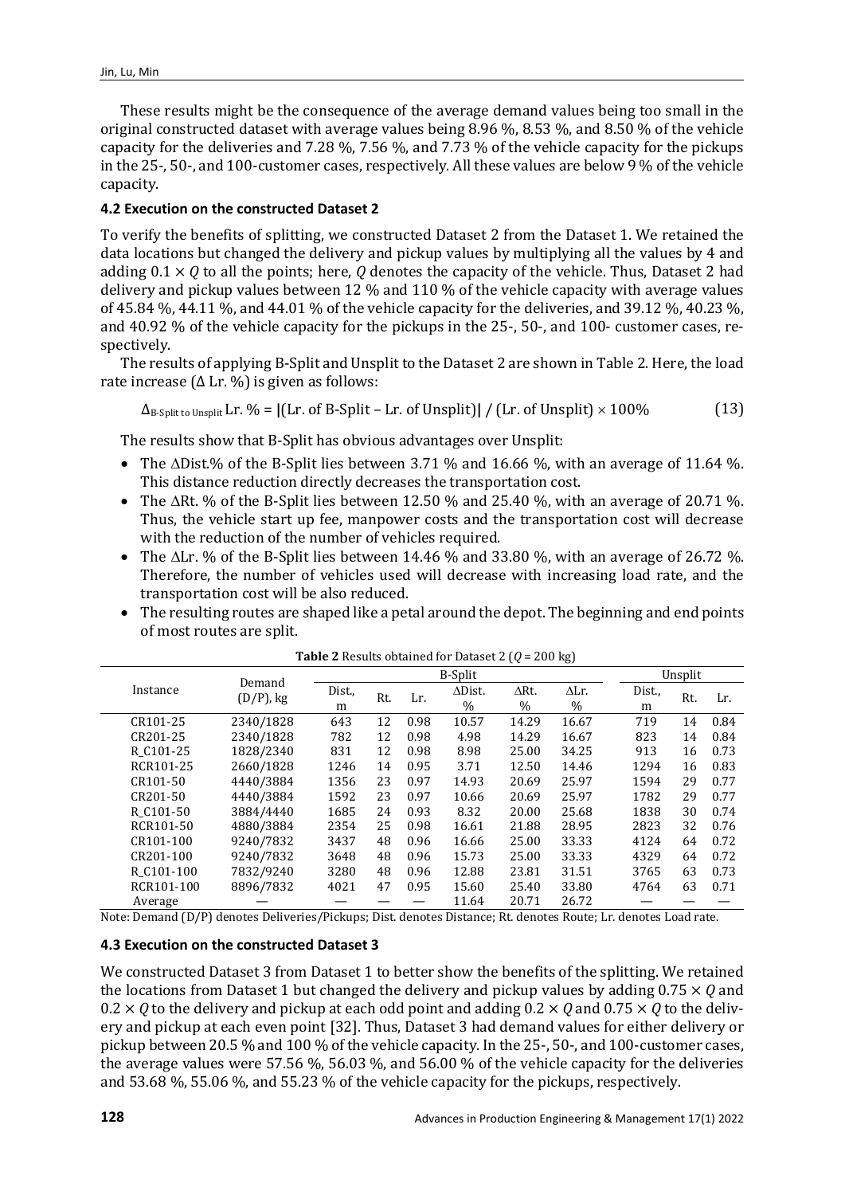These results might be the consequence of the average demand values being too small in the original constructed dataset with average values being 8.96 %, 8.53 %, and 8.50 % of the vehicle capacity for the deliveries and 7.28 %, 7.56 %, and 7.73 % of the vehicle capacity for the pickups in the 25-, 50-, and 100-customer cases, respectively. All these values are below 9 % of the vehicle capacity.

### 4.2 Execution on the constructed Dataset 2

To verify the benefits of splitting, we constructed Dataset 2 from the Dataset 1. We retained the data locations but changed the delivery and pickup values by multiplying all the values by 4 and adding $0.1 \times Q$ to all the points; here, $Q$ denotes the capacity of the vehicle. Thus, Dataset 2 had delivery and pickup values between 12 % and 110 % of the vehicle capacity with average values of 45.84 %, 44.11 %, and 44.01 % of the vehicle capacity for the deliveries, and 39.12 %, 40.23 %, and 40.92 % of the vehicle capacity for the pickups in the 25-, 50-, and 100- customer cases, respectively.

The results of applying B-Split and Unsplit to the Dataset 2 are shown in Table 2. Here, the load rate increase (Δ Lr. %) is given as follows:

$$\Delta_{\text{B-Split to Unsplit}}\,\text{Lr.}\,\% = |(\text{Lr. of B-Split} - \text{Lr. of Unsplit})| \,/\, (\text{Lr. of Unsplit}) \times 100\% \tag{13}$$

The results show that B-Split has obvious advantages over Unsplit:

- The ΔDist.% of the B-Split lies between 3.71 % and 16.66 %, with an average of 11.64 %. This distance reduction directly decreases the transportation cost.
- The ΔRt. % of the B-Split lies between 12.50 % and 25.40 %, with an average of 20.71 %. Thus, the vehicle start up fee, manpower costs and the transportation cost will decrease with the reduction of the number of vehicles required.
- The ΔLr. % of the B-Split lies between 14.46 % and 33.80 %, with an average of 26.72 %. Therefore, the number of vehicles used will decrease with increasing load rate, and the transportation cost will be also reduced.
- The resulting routes are shaped like a petal around the depot. The beginning and end points of most routes are split.

**Table 2** Results obtained for Dataset 2 ($Q$ = 200 kg)

| Instance | Demand (D/P), kg | B-Split | | | | | | Unsplit | | |
|---|---|---|---|---|---|---|---|---|---|---|
| | | Dist., m | Rt. | Lr. | ΔDist. % | ΔRt. % | ΔLr. % | Dist., m | Rt. | Lr. |
| CR101-25 | 2340/1828 | 643 | 12 | 0.98 | 10.57 | 14.29 | 16.67 | 719 | 14 | 0.84 |
| CR201-25 | 2340/1828 | 782 | 12 | 0.98 | 4.98 | 14.29 | 16.67 | 823 | 14 | 0.84 |
| R_C101-25 | 1828/2340 | 831 | 12 | 0.98 | 8.98 | 25.00 | 34.25 | 913 | 16 | 0.73 |
| RCR101-25 | 2660/1828 | 1246 | 14 | 0.95 | 3.71 | 12.50 | 14.46 | 1294 | 16 | 0.83 |
| CR101-50 | 4440/3884 | 1356 | 23 | 0.97 | 14.93 | 20.69 | 25.97 | 1594 | 29 | 0.77 |
| CR201-50 | 4440/3884 | 1592 | 23 | 0.97 | 10.66 | 20.69 | 25.97 | 1782 | 29 | 0.77 |
| R_C101-50 | 3884/4440 | 1685 | 24 | 0.93 | 8.32 | 20.00 | 25.68 | 1838 | 30 | 0.74 |
| RCR101-50 | 4880/3884 | 2354 | 25 | 0.98 | 16.61 | 21.88 | 28.95 | 2823 | 32 | 0.76 |
| CR101-100 | 9240/7832 | 3437 | 48 | 0.96 | 16.66 | 25.00 | 33.33 | 4124 | 64 | 0.72 |
| CR201-100 | 9240/7832 | 3648 | 48 | 0.96 | 15.73 | 25.00 | 33.33 | 4329 | 64 | 0.72 |
| R_C101-100 | 7832/9240 | 3280 | 48 | 0.96 | 12.88 | 23.81 | 31.51 | 3765 | 63 | 0.73 |
| RCR101-100 | 8896/7832 | 4021 | 47 | 0.95 | 15.60 | 25.40 | 33.80 | 4764 | 63 | 0.71 |
| Average | — | — | — | — | 11.64 | 20.71 | 26.72 | — | — | — |

Note: Demand (D/P) denotes Deliveries/Pickups; Dist. denotes Distance; Rt. denotes Route; Lr. denotes Load rate.

### 4.3 Execution on the constructed Dataset 3

We constructed Dataset 3 from Dataset 1 to better show the benefits of the splitting. We retained the locations from Dataset 1 but changed the delivery and pickup values by adding $0.75 \times Q$ and $0.2 \times Q$ to the delivery and pickup at each odd point and adding $0.2 \times Q$ and $0.75 \times Q$ to the delivery and pickup at each even point [32]. Thus, Dataset 3 had demand values for either delivery or pickup between 20.5 % and 100 % of the vehicle capacity. In the 25-, 50-, and 100-customer cases, the average values were 57.56 %, 56.03 %, and 56.00 % of the vehicle capacity for the deliveries and 53.68 %, 55.06 %, and 55.23 % of the vehicle capacity for the pickups, respectively.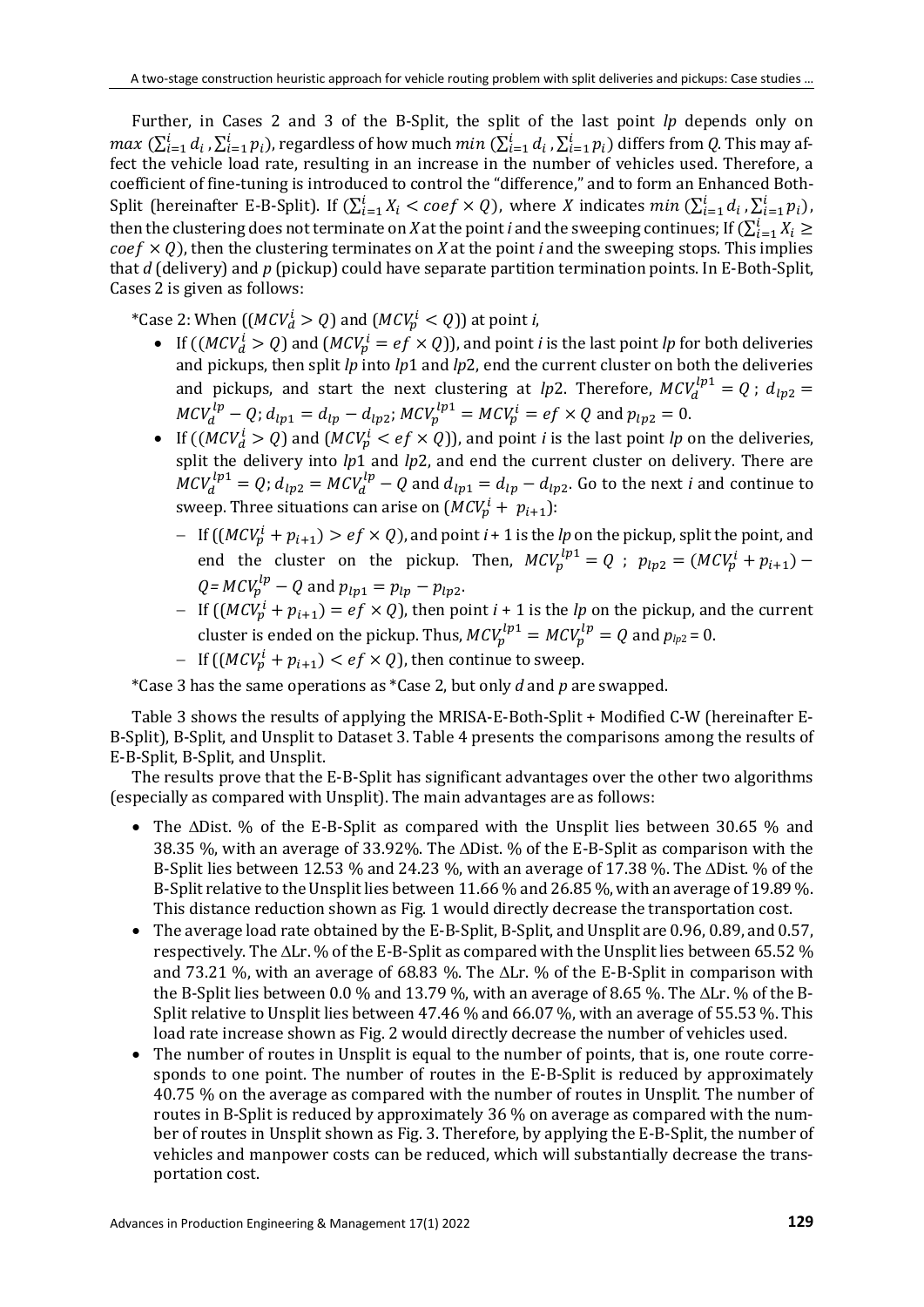Further, in Cases 2 and 3 of the B-Split, the split of the last point $lp$ depends only on $max\ (\sum_{i=1}^{i} d_i, \sum_{i=1}^{i} p_i)$, regardless of how much $min\ (\sum_{i=1}^{i} d_i, \sum_{i=1}^{i} p_i)$ differs from $Q$. This may affect the vehicle load rate, resulting in an increase in the number of vehicles used. Therefore, a coefficient of fine-tuning is introduced to control the "difference," and to form an Enhanced Both-Split (hereinafter E-B-Split). If $(\sum_{i=1}^{i} X_i < coef \times Q)$, where $X$ indicates $min\ (\sum_{i=1}^{i} d_i, \sum_{i=1}^{i} p_i)$, then the clustering does not terminate on $X$ at the point $i$ and the sweeping continues; If $(\sum_{i=1}^{i} X_i \geq coef \times Q)$, then the clustering terminates on $X$ at the point $i$ and the sweeping stops. This implies that $d$ (delivery) and $p$ (pickup) could have separate partition termination points. In E-Both-Split, Cases 2 is given as follows:

*Case 2: When $((MCV_d^i > Q)$ and $(MCV_p^i < Q))$ at point $i$,

- If $((MCV_d^i > Q)$ and $(MCV_p^i = ef \times Q))$, and point $i$ is the last point $lp$ for both deliveries and pickups, then split $lp$ into $lp1$ and $lp2$, end the current cluster on both the deliveries and pickups, and start the next clustering at $lp2$. Therefore, $MCV_d^{lp1} = Q$ ; $d_{lp2} = MCV_d^{lp} - Q$; $d_{lp1} = d_{lp} - d_{lp2}$; $MCV_p^{lp1} = MCV_p^i = ef \times Q$ and $p_{lp2} = 0$.
- If $((MCV_d^i > Q)$ and $(MCV_p^i < ef \times Q))$, and point $i$ is the last point $lp$ on the deliveries, split the delivery into $lp1$ and $lp2$, and end the current cluster on delivery. There are $MCV_d^{lp1} = Q$; $d_{lp2} = MCV_d^{lp} - Q$ and $d_{lp1} = d_{lp} - d_{lp2}$. Go to the next $i$ and continue to sweep. Three situations can arise on $(MCV_p^i + p_{i+1})$:
  - If $((MCV_p^i + p_{i+1}) > ef \times Q)$, and point $i+1$ is the $lp$ on the pickup, split the point, and end the cluster on the pickup. Then, $MCV_p^{lp1} = Q$ ; $p_{lp2} = (MCV_p^i + p_{i+1}) - Q = MCV_p^{lp} - Q$ and $p_{lp1} = p_{lp} - p_{lp2}$.
  - If $((MCV_p^i + p_{i+1}) = ef \times Q)$, then point $i+1$ is the $lp$ on the pickup, and the current cluster is ended on the pickup. Thus, $MCV_p^{lp1} = MCV_p^{lp} = Q$ and $p_{lp2} = 0$.
  - If $((MCV_p^i + p_{i+1}) < ef \times Q)$, then continue to sweep.

*Case 3 has the same operations as *Case 2, but only $d$ and $p$ are swapped.

Table 3 shows the results of applying the MRISA-E-Both-Split + Modified C-W (hereinafter E-B-Split), B-Split, and Unsplit to Dataset 3. Table 4 presents the comparisons among the results of E-B-Split, B-Split, and Unsplit.

The results prove that the E-B-Split has significant advantages over the other two algorithms (especially as compared with Unsplit). The main advantages are as follows:

- The ΔDist. % of the E-B-Split as compared with the Unsplit lies between 30.65 % and 38.35 %, with an average of 33.92%. The ΔDist. % of the E-B-Split as comparison with the B-Split lies between 12.53 % and 24.23 %, with an average of 17.38 %. The ΔDist. % of the B-Split relative to the Unsplit lies between 11.66 % and 26.85 %, with an average of 19.89 %. This distance reduction shown as Fig. 1 would directly decrease the transportation cost.
- The average load rate obtained by the E-B-Split, B-Split, and Unsplit are 0.96, 0.89, and 0.57, respectively. The ΔLr. % of the E-B-Split as compared with the Unsplit lies between 65.52 % and 73.21 %, with an average of 68.83 %. The ΔLr. % of the E-B-Split in comparison with the B-Split lies between 0.0 % and 13.79 %, with an average of 8.65 %. The ΔLr. % of the B-Split relative to Unsplit lies between 47.46 % and 66.07 %, with an average of 55.53 %. This load rate increase shown as Fig. 2 would directly decrease the number of vehicles used.
- The number of routes in Unsplit is equal to the number of points, that is, one route corresponds to one point. The number of routes in the E-B-Split is reduced by approximately 40.75 % on the average as compared with the number of routes in Unsplit. The number of routes in B-Split is reduced by approximately 36 % on average as compared with the number of routes in Unsplit shown as Fig. 3. Therefore, by applying the E-B-Split, the number of vehicles and manpower costs can be reduced, which will substantially decrease the transportation cost.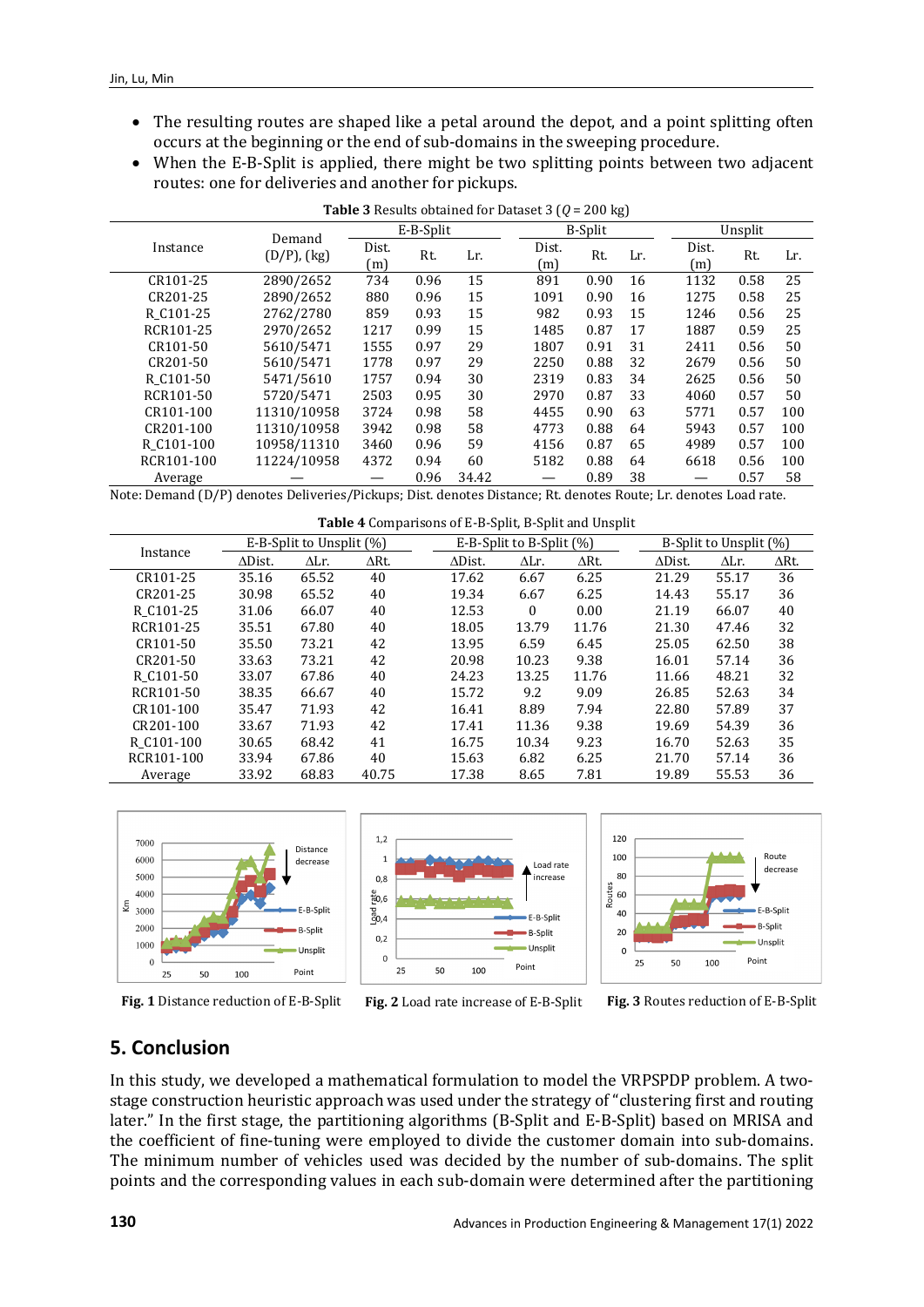- The resulting routes are shaped like a petal around the depot, and a point splitting often occurs at the beginning or the end of sub-domains in the sweeping procedure.
- When the E-B-Split is applied, there might be two splitting points between two adjacent routes: one for deliveries and another for pickups.

**Table 3** Results obtained for Dataset 3 ($Q$ = 200 kg)

| Instance | Demand (D/P), (kg) | E-B-Split | | | B-Split | | | Unsplit | | |
|---|---|---|---|---|---|---|---|---|---|---|
| | | Dist. (m) | Rt. | Lr. | Dist. (m) | Rt. | Lr. | Dist. (m) | Rt. | Lr. |
| CR101-25 | 2890/2652 | 734 | 0.96 | 15 | 891 | 0.90 | 16 | 1132 | 0.58 | 25 |
| CR201-25 | 2890/2652 | 880 | 0.96 | 15 | 1091 | 0.90 | 16 | 1275 | 0.58 | 25 |
| R_C101-25 | 2762/2780 | 859 | 0.93 | 15 | 982 | 0.93 | 15 | 1246 | 0.56 | 25 |
| RCR101-25 | 2970/2652 | 1217 | 0.99 | 15 | 1485 | 0.87 | 17 | 1887 | 0.59 | 25 |
| CR101-50 | 5610/5471 | 1555 | 0.97 | 29 | 1807 | 0.91 | 31 | 2411 | 0.56 | 50 |
| CR201-50 | 5610/5471 | 1778 | 0.97 | 29 | 2250 | 0.88 | 32 | 2679 | 0.56 | 50 |
| R_C101-50 | 5471/5610 | 1757 | 0.94 | 30 | 2319 | 0.83 | 34 | 2625 | 0.56 | 50 |
| RCR101-50 | 5720/5471 | 2503 | 0.95 | 30 | 2970 | 0.87 | 33 | 4060 | 0.57 | 50 |
| CR101-100 | 11310/10958 | 3724 | 0.98 | 58 | 4455 | 0.90 | 63 | 5771 | 0.57 | 100 |
| CR201-100 | 11310/10958 | 3942 | 0.98 | 58 | 4773 | 0.88 | 64 | 5943 | 0.57 | 100 |
| R_C101-100 | 10958/11310 | 3460 | 0.96 | 59 | 4156 | 0.87 | 65 | 4989 | 0.57 | 100 |
| RCR101-100 | 11224/10958 | 4372 | 0.94 | 60 | 5182 | 0.88 | 64 | 6618 | 0.56 | 100 |
| Average | — | — | 0.96 | 34.42 | — | 0.89 | 38 | — | 0.57 | 58 |

Note: Demand (D/P) denotes Deliveries/Pickups; Dist. denotes Distance; Rt. denotes Route; Lr. denotes Load rate.

**Table 4** Comparisons of E-B-Split, B-Split and Unsplit

| Instance | E-B-Split to Unsplit (%) | | | E-B-Split to B-Split (%) | | | B-Split to Unsplit (%) | | |
|---|---|---|---|---|---|---|---|---|---|
| | ΔDist. | ΔLr. | ΔRt. | ΔDist. | ΔLr. | ΔRt. | ΔDist. | ΔLr. | ΔRt. |
| CR101-25 | 35.16 | 65.52 | 40 | 17.62 | 6.67 | 6.25 | 21.29 | 55.17 | 36 |
| CR201-25 | 30.98 | 65.52 | 40 | 19.34 | 6.67 | 6.25 | 14.43 | 55.17 | 36 |
| R_C101-25 | 31.06 | 66.07 | 40 | 12.53 | 0 | 0.00 | 21.19 | 66.07 | 40 |
| RCR101-25 | 35.51 | 67.80 | 40 | 18.05 | 13.79 | 11.76 | 21.30 | 47.46 | 32 |
| CR101-50 | 35.50 | 73.21 | 42 | 13.95 | 6.59 | 6.45 | 25.05 | 62.50 | 38 |
| CR201-50 | 33.63 | 73.21 | 42 | 20.98 | 10.23 | 9.38 | 16.01 | 57.14 | 36 |
| R_C101-50 | 33.07 | 67.86 | 40 | 24.23 | 13.25 | 11.76 | 11.66 | 48.21 | 32 |
| RCR101-50 | 38.35 | 66.67 | 40 | 15.72 | 9.2 | 9.09 | 26.85 | 52.63 | 34 |
| CR101-100 | 35.47 | 71.93 | 42 | 16.41 | 8.89 | 7.94 | 22.80 | 57.89 | 37 |
| CR201-100 | 33.67 | 71.93 | 42 | 17.41 | 11.36 | 9.38 | 19.69 | 54.39 | 36 |
| R_C101-100 | 30.65 | 68.42 | 41 | 16.75 | 10.34 | 9.23 | 16.70 | 52.63 | 35 |
| RCR101-100 | 33.94 | 67.86 | 40 | 15.63 | 6.82 | 6.25 | 21.70 | 57.14 | 36 |
| Average | 33.92 | 68.83 | 40.75 | 17.38 | 8.65 | 7.81 | 19.89 | 55.53 | 36 |

**Fig. 1** Distance reduction of E-B-Split

**Fig. 2** Load rate increase of E-B-Split

**Fig. 3** Routes reduction of E-B-Split

## 5. Conclusion

In this study, we developed a mathematical formulation to model the VRPSPDP problem. A two-stage construction heuristic approach was used under the strategy of "clustering first and routing later." In the first stage, the partitioning algorithms (B-Split and E-B-Split) based on MRISA and the coefficient of fine-tuning were employed to divide the customer domain into sub-domains. The minimum number of vehicles used was decided by the number of sub-domains. The split points and the corresponding values in each sub-domain were determined after the partitioning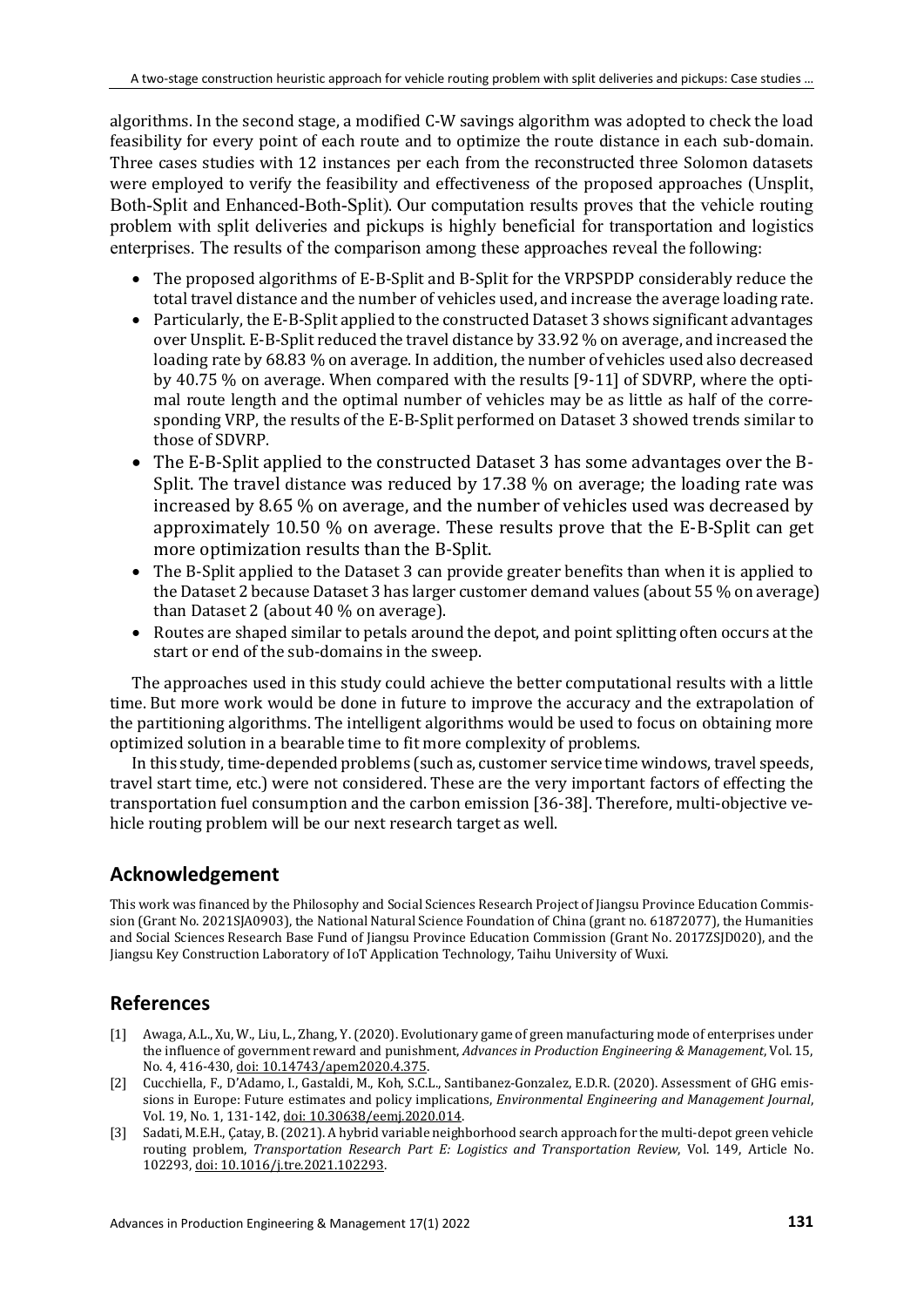algorithms. In the second stage, a modified C-W savings algorithm was adopted to check the load feasibility for every point of each route and to optimize the route distance in each sub-domain. Three cases studies with 12 instances per each from the reconstructed three Solomon datasets were employed to verify the feasibility and effectiveness of the proposed approaches (Unsplit, Both-Split and Enhanced-Both-Split). Our computation results proves that the vehicle routing problem with split deliveries and pickups is highly beneficial for transportation and logistics enterprises. The results of the comparison among these approaches reveal the following:

- The proposed algorithms of E-B-Split and B-Split for the VRPSPDP considerably reduce the total travel distance and the number of vehicles used, and increase the average loading rate.
- Particularly, the E-B-Split applied to the constructed Dataset 3 shows significant advantages over Unsplit. E-B-Split reduced the travel distance by 33.92 % on average, and increased the loading rate by 68.83 % on average. In addition, the number of vehicles used also decreased by 40.75 % on average. When compared with the results [9-11] of SDVRP, where the optimal route length and the optimal number of vehicles may be as little as half of the corresponding VRP, the results of the E-B-Split performed on Dataset 3 showed trends similar to those of SDVRP.
- The E-B-Split applied to the constructed Dataset 3 has some advantages over the B-Split. The travel distance was reduced by 17.38 % on average; the loading rate was increased by 8.65 % on average, and the number of vehicles used was decreased by approximately 10.50 % on average. These results prove that the E-B-Split can get more optimization results than the B-Split.
- The B-Split applied to the Dataset 3 can provide greater benefits than when it is applied to the Dataset 2 because Dataset 3 has larger customer demand values (about 55 % on average) than Dataset 2 (about 40 % on average).
- Routes are shaped similar to petals around the depot, and point splitting often occurs at the start or end of the sub-domains in the sweep.

The approaches used in this study could achieve the better computational results with a little time. But more work would be done in future to improve the accuracy and the extrapolation of the partitioning algorithms. The intelligent algorithms would be used to focus on obtaining more optimized solution in a bearable time to fit more complexity of problems.

In this study, time-depended problems (such as, customer service time windows, travel speeds, travel start time, etc.) were not considered. These are the very important factors of effecting the transportation fuel consumption and the carbon emission [36-38]. Therefore, multi-objective vehicle routing problem will be our next research target as well.

## Acknowledgement

This work was financed by the Philosophy and Social Sciences Research Project of Jiangsu Province Education Commission (Grant No. 2021SJA0903), the National Natural Science Foundation of China (grant no. 61872077), the Humanities and Social Sciences Research Base Fund of Jiangsu Province Education Commission (Grant No. 2017ZSJD020), and the Jiangsu Key Construction Laboratory of IoT Application Technology, Taihu University of Wuxi.

## References

[1] Awaga, A.L., Xu, W., Liu, L., Zhang, Y. (2020). Evolutionary game of green manufacturing mode of enterprises under the influence of government reward and punishment, *Advances in Production Engineering & Management*, Vol. 15, No. 4, 416-430, doi: 10.14743/apem2020.4.375.

[2] Cucchiella, F., D'Adamo, I., Gastaldi, M., Koh, S.C.L., Santibanez-Gonzalez, E.D.R. (2020). Assessment of GHG emissions in Europe: Future estimates and policy implications, *Environmental Engineering and Management Journal*, Vol. 19, No. 1, 131-142, doi: 10.30638/eemj.2020.014.

[3] Sadati, M.E.H., Çatay, B. (2021). A hybrid variable neighborhood search approach for the multi-depot green vehicle routing problem, *Transportation Research Part E: Logistics and Transportation Review*, Vol. 149, Article No. 102293, doi: 10.1016/j.tre.2021.102293.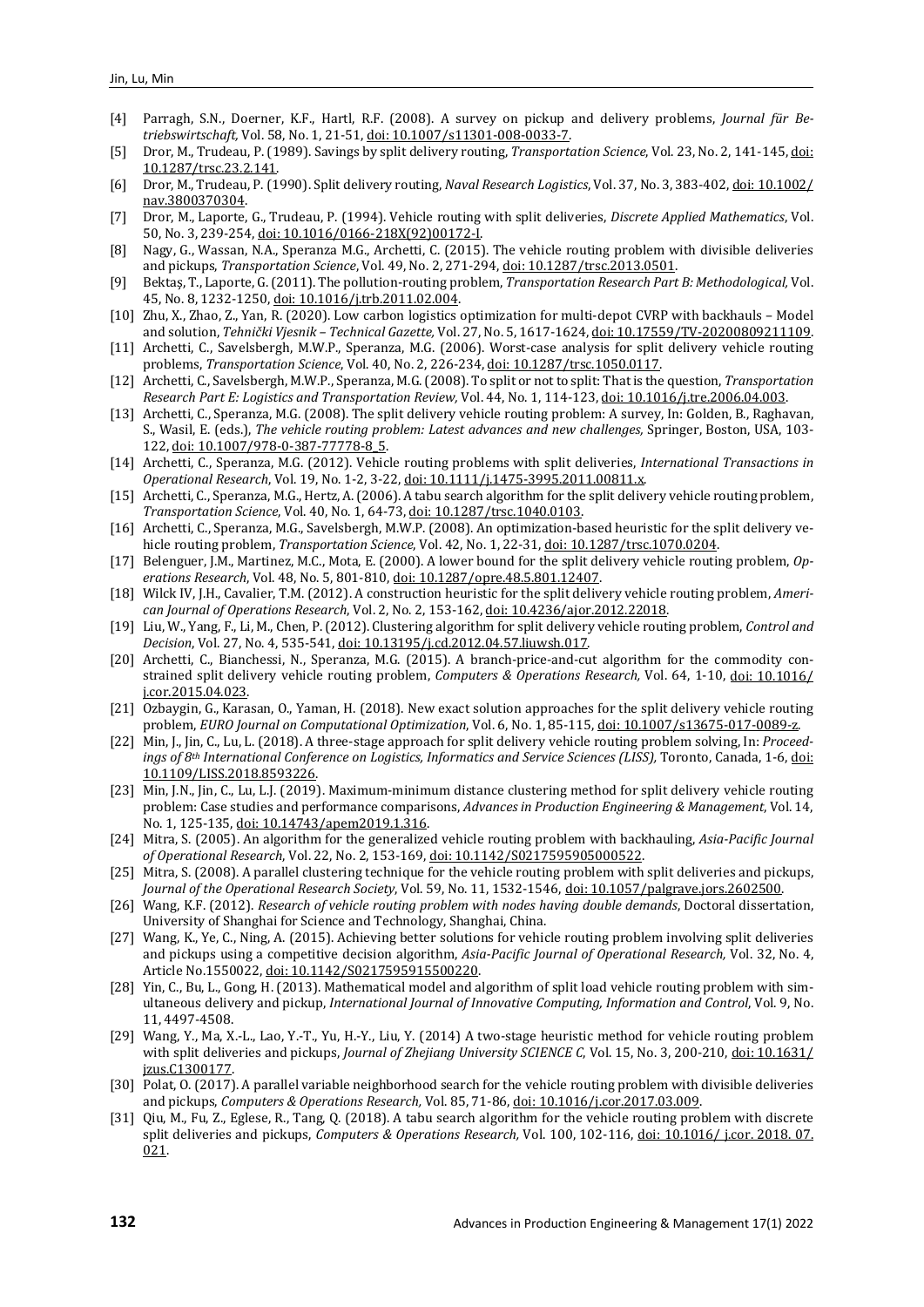[4] Parragh, S.N., Doerner, K.F., Hartl, R.F. (2008). A survey on pickup and delivery problems, *Journal für Betriebswirtschaft,* Vol. 58, No. 1, 21-51, doi: 10.1007/s11301-008-0033-7.

[5] Dror, M., Trudeau, P. (1989). Savings by split delivery routing, *Transportation Science*, Vol. 23, No. 2, 141-145, doi: 10.1287/trsc.23.2.141.

[6] Dror, M., Trudeau, P. (1990). Split delivery routing, *Naval Research Logistics*, Vol. 37, No. 3, 383-402, doi: 10.1002/nav.3800370304.

[7] Dror, M., Laporte, G., Trudeau, P. (1994). Vehicle routing with split deliveries, *Discrete Applied Mathematics*, Vol. 50, No. 3, 239-254, doi: 10.1016/0166-218X(92)00172-I.

[8] Nagy, G., Wassan, N.A., Speranza M.G., Archetti, C. (2015). The vehicle routing problem with divisible deliveries and pickups, *Transportation Science*, Vol. 49, No. 2, 271-294, doi: 10.1287/trsc.2013.0501.

[9] Bektaş, T., Laporte, G. (2011). The pollution-routing problem, *Transportation Research Part B: Methodological,* Vol. 45, No. 8, 1232-1250, doi: 10.1016/j.trb.2011.02.004.

[10] Zhu, X., Zhao, Z., Yan, R. (2020). Low carbon logistics optimization for multi-depot CVRP with backhauls – Model and solution, *Tehnički Vjesnik – Technical Gazette,* Vol. 27, No. 5, 1617-1624, doi: 10.17559/TV-20200809211109.

[11] Archetti, C., Savelsbergh, M.W.P., Speranza, M.G. (2006). Worst-case analysis for split delivery vehicle routing problems, *Transportation Science*, Vol. 40, No. 2, 226-234, doi: 10.1287/trsc.1050.0117.

[12] Archetti, C., Savelsbergh, M.W.P., Speranza, M.G. (2008). To split or not to split: That is the question, *Transportation Research Part E: Logistics and Transportation Review,* Vol. 44, No. 1, 114-123, doi: 10.1016/j.tre.2006.04.003.

[13] Archetti, C., Speranza, M.G. (2008). The split delivery vehicle routing problem: A survey, In: Golden, B., Raghavan, S., Wasil, E. (eds.), *The vehicle routing problem: Latest advances and new challenges,* Springer, Boston, USA, 103-122, doi: 10.1007/978-0-387-77778-8_5.

[14] Archetti, C., Speranza, M.G. (2012). Vehicle routing problems with split deliveries, *International Transactions in Operational Research*, Vol. 19, No. 1-2, 3-22, doi: 10.1111/j.1475-3995.2011.00811.x.

[15] Archetti, C., Speranza, M.G., Hertz, A. (2006). A tabu search algorithm for the split delivery vehicle routing problem, *Transportation Science*, Vol. 40, No. 1, 64-73, doi: 10.1287/trsc.1040.0103.

[16] Archetti, C., Speranza, M.G., Savelsbergh, M.W.P. (2008). An optimization-based heuristic for the split delivery vehicle routing problem, *Transportation Science*, Vol. 42, No. 1, 22-31, doi: 10.1287/trsc.1070.0204.

[17] Belenguer, J.M., Martinez, M.C., Mota, E. (2000). A lower bound for the split delivery vehicle routing problem, *Operations Research*, Vol. 48, No. 5, 801-810, doi: 10.1287/opre.48.5.801.12407.

[18] Wilck IV, J.H., Cavalier, T.M. (2012). A construction heuristic for the split delivery vehicle routing problem, *American Journal of Operations Research*, Vol. 2, No. 2, 153-162, doi: 10.4236/ajor.2012.22018.

[19] Liu, W., Yang, F., Li, M., Chen, P. (2012). Clustering algorithm for split delivery vehicle routing problem, *Control and Decision*, Vol. 27, No. 4, 535-541, doi: 10.13195/j.cd.2012.04.57.liuwsh.017.

[20] Archetti, C., Bianchessi, N., Speranza, M.G. (2015). A branch-price-and-cut algorithm for the commodity constrained split delivery vehicle routing problem, *Computers & Operations Research,* Vol. 64, 1-10, doi: 10.1016/j.cor.2015.04.023.

[21] Ozbaygin, G., Karasan, O., Yaman, H. (2018). New exact solution approaches for the split delivery vehicle routing problem, *EURO Journal on Computational Optimization*, Vol. 6, No. 1, 85-115, doi: 10.1007/s13675-017-0089-z.

[22] Min, J., Jin, C., Lu, L. (2018). A three-stage approach for split delivery vehicle routing problem solving, In: *Proceedings of 8th International Conference on Logistics, Informatics and Service Sciences (LISS),* Toronto, Canada, 1-6, doi: 10.1109/LISS.2018.8593226.

[23] Min, J.N., Jin, C., Lu, L.J. (2019). Maximum-minimum distance clustering method for split delivery vehicle routing problem: Case studies and performance comparisons, *Advances in Production Engineering & Management*, Vol. 14, No. 1, 125-135, doi: 10.14743/apem2019.1.316.

[24] Mitra, S. (2005). An algorithm for the generalized vehicle routing problem with backhauling, *Asia-Pacific Journal of Operational Research*, Vol. 22, No. 2, 153-169, doi: 10.1142/S0217595905000522.

[25] Mitra, S. (2008). A parallel clustering technique for the vehicle routing problem with split deliveries and pickups, *Journal of the Operational Research Society*, Vol. 59, No. 11, 1532-1546, doi: 10.1057/palgrave.jors.2602500.

[26] Wang, K.F. (2012). *Research of vehicle routing problem with nodes having double demands*, Doctoral dissertation, University of Shanghai for Science and Technology, Shanghai, China.

[27] Wang, K., Ye, C., Ning, A. (2015). Achieving better solutions for vehicle routing problem involving split deliveries and pickups using a competitive decision algorithm, *Asia-Pacific Journal of Operational Research,* Vol. 32, No. 4, Article No.1550022, doi: 10.1142/S0217595915500220.

[28] Yin, C., Bu, L., Gong, H. (2013). Mathematical model and algorithm of split load vehicle routing problem with simultaneous delivery and pickup, *International Journal of Innovative Computing, Information and Control*, Vol. 9, No. 11, 4497-4508.

[29] Wang, Y., Ma, X.-L., Lao, Y.-T., Yu, H.-Y., Liu, Y. (2014) A two-stage heuristic method for vehicle routing problem with split deliveries and pickups, *Journal of Zhejiang University SCIENCE C*, Vol. 15, No. 3, 200-210, doi: 10.1631/jzus.C1300177.

[30] Polat, O. (2017). A parallel variable neighborhood search for the vehicle routing problem with divisible deliveries and pickups, *Computers & Operations Research,* Vol. 85, 71-86, doi: 10.1016/j.cor.2017.03.009.

[31] Qiu, M., Fu, Z., Eglese, R., Tang, Q. (2018). A tabu search algorithm for the vehicle routing problem with discrete split deliveries and pickups, *Computers & Operations Research,* Vol. 100, 102-116, doi: 10.1016/ j.cor. 2018. 07. 021.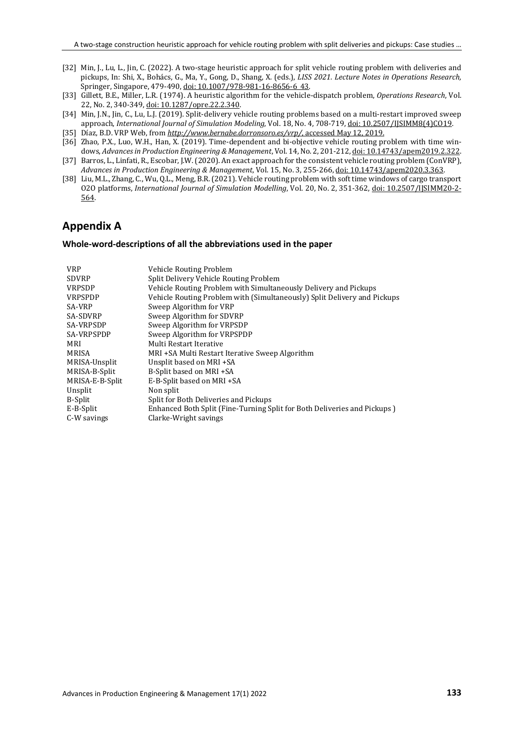[32] Min, J., Lu, L., Jin, C. (2022). A two-stage heuristic approach for split vehicle routing problem with deliveries and pickups, In: Shi, X., Bohács, G., Ma, Y., Gong, D., Shang, X. (eds.), *LISS 2021. Lecture Notes in Operations Research,* Springer, Singapore, 479-490, doi: 10.1007/978-981-16-8656-6_43.

[33] Gillett, B.E., Miller, L.R. (1974). A heuristic algorithm for the vehicle-dispatch problem, *Operations Research*, Vol. 22, No. 2, 340-349, doi: 10.1287/opre.22.2.340.

[34] Min, J.N., Jin, C., Lu, L.J. (2019). Split-delivery vehicle routing problems based on a multi-restart improved sweep approach, *International Journal of Simulation Modeling*, Vol. 18, No. 4, 708-719, doi: 10.2507/IJSIMM8(4)CO19.

[35] Díaz, B.D. VRP Web, from *http://www.bernabe.dorronsoro.es/vrp/*, accessed May 12, 2019.

[36] Zhao, P.X., Luo, W.H., Han, X. (2019). Time-dependent and bi-objective vehicle routing problem with time windows, *Advances in Production Engineering & Management*, Vol. 14, No. 2, 201-212, doi: 10.14743/apem2019.2.322.

[37] Barros, L., Linfati, R., Escobar, J.W. (2020). An exact approach for the consistent vehicle routing problem (ConVRP), *Advances in Production Engineering & Management*, Vol. 15, No. 3, 255-266, doi: 10.14743/apem2020.3.363.

[38] Liu, M.L., Zhang, C., Wu, Q.L., Meng, B.R. (2021). Vehicle routing problem with soft time windows of cargo transport O2O platforms, *International Journal of Simulation Modelling*, Vol. 20, No. 2, 351-362, doi: 10.2507/IJSIMM20-2-564.

## Appendix A

### Whole-word-descriptions of all the abbreviations used in the paper

| | |
|---|---|
| VRP | Vehicle Routing Problem |
| SDVRP | Split Delivery Vehicle Routing Problem |
| VRPSDP | Vehicle Routing Problem with Simultaneously Delivery and Pickups |
| VRPSPDP | Vehicle Routing Problem with (Simultaneously) Split Delivery and Pickups |
| SA-VRP | Sweep Algorithm for VRP |
| SA-SDVRP | Sweep Algorithm for SDVRP |
| SA-VRPSDP | Sweep Algorithm for VRPSDP |
| SA-VRPSPDP | Sweep Algorithm for VRPSPDP |
| MRI | Multi Restart Iterative |
| MRISA | MRI +SA Multi Restart Iterative Sweep Algorithm |
| MRISA-Unsplit | Unsplit based on MRI +SA |
| MRISA-B-Split | B-Split based on MRI +SA |
| MRISA-E-B-Split | E-B-Split based on MRI +SA |
| Unsplit | Non split |
| B-Split | Split for Both Deliveries and Pickups |
| E-B-Split | Enhanced Both Split (Fine-Turning Split for Both Deliveries and Pickups ) |
| C-W savings | Clarke-Wright savings |